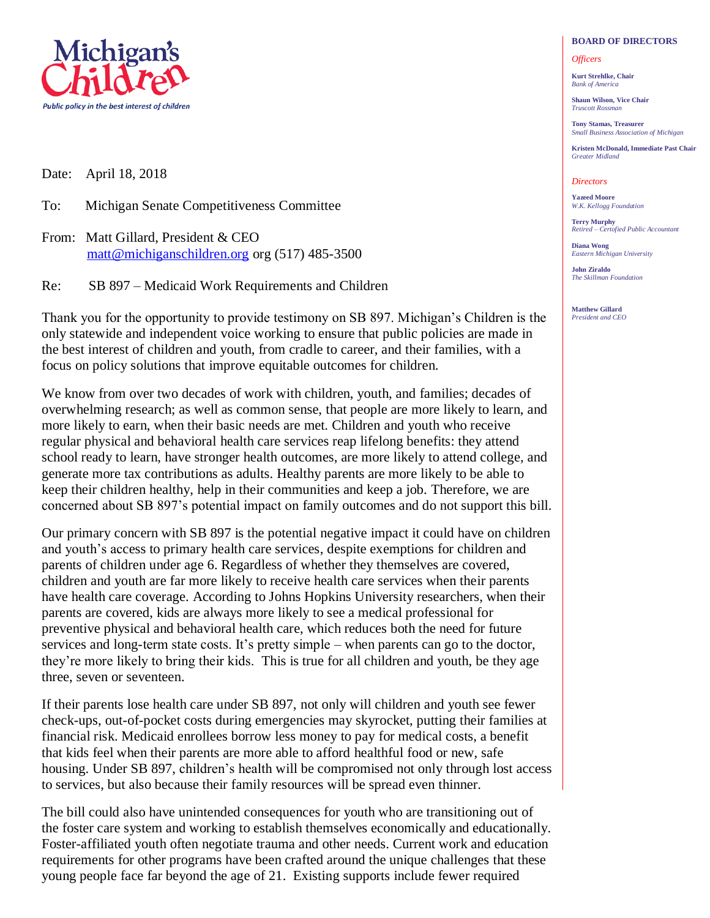**Michigan's Children**

*Public policy in the best interest of children*

**BOARD OF DIRECTORS**

*Officers*

**Kurt Strehlke, Chair**
*Bank of America*

**Shaun Wilson, Vice Chair**
*Truscott Rossman*

**Tony Stamas, Treasurer**
*Small Business Association of Michigan*

**Kristen McDonald, Immediate Past Chair**
*Greater Midland*

*Directors*

**Yazeed Moore**
*W.K. Kellogg Foundation*

**Terry Murphy**
*Retired – Certofied Public Accountant*

**Diana Wong**
*Eastern Michigan University*

**John Ziraldo**
*The Skillman Foundation*

**Matthew Gillard**
*President and CEO*

Date: April 18, 2018

To: Michigan Senate Competitiveness Committee

From: Matt Gillard, President & CEO
matt@michiganschildren.org org (517) 485-3500

Re: SB 897 – Medicaid Work Requirements and Children

Thank you for the opportunity to provide testimony on SB 897. Michigan's Children is the only statewide and independent voice working to ensure that public policies are made in the best interest of children and youth, from cradle to career, and their families, with a focus on policy solutions that improve equitable outcomes for children.

We know from over two decades of work with children, youth, and families; decades of overwhelming research; as well as common sense, that people are more likely to learn, and more likely to earn, when their basic needs are met. Children and youth who receive regular physical and behavioral health care services reap lifelong benefits: they attend school ready to learn, have stronger health outcomes, are more likely to attend college, and generate more tax contributions as adults. Healthy parents are more likely to be able to keep their children healthy, help in their communities and keep a job. Therefore, we are concerned about SB 897's potential impact on family outcomes and do not support this bill.

Our primary concern with SB 897 is the potential negative impact it could have on children and youth's access to primary health care services, despite exemptions for children and parents of children under age 6. Regardless of whether they themselves are covered, children and youth are far more likely to receive health care services when their parents have health care coverage. According to Johns Hopkins University researchers, when their parents are covered, kids are always more likely to see a medical professional for preventive physical and behavioral health care, which reduces both the need for future services and long-term state costs. It's pretty simple – when parents can go to the doctor, they're more likely to bring their kids. This is true for all children and youth, be they age three, seven or seventeen.

If their parents lose health care under SB 897, not only will children and youth see fewer check-ups, out-of-pocket costs during emergencies may skyrocket, putting their families at financial risk. Medicaid enrollees borrow less money to pay for medical costs, a benefit that kids feel when their parents are more able to afford healthful food or new, safe housing. Under SB 897, children's health will be compromised not only through lost access to services, but also because their family resources will be spread even thinner.

The bill could also have unintended consequences for youth who are transitioning out of the foster care system and working to establish themselves economically and educationally. Foster-affiliated youth often negotiate trauma and other needs. Current work and education requirements for other programs have been crafted around the unique challenges that these young people face far beyond the age of 21. Existing supports include fewer required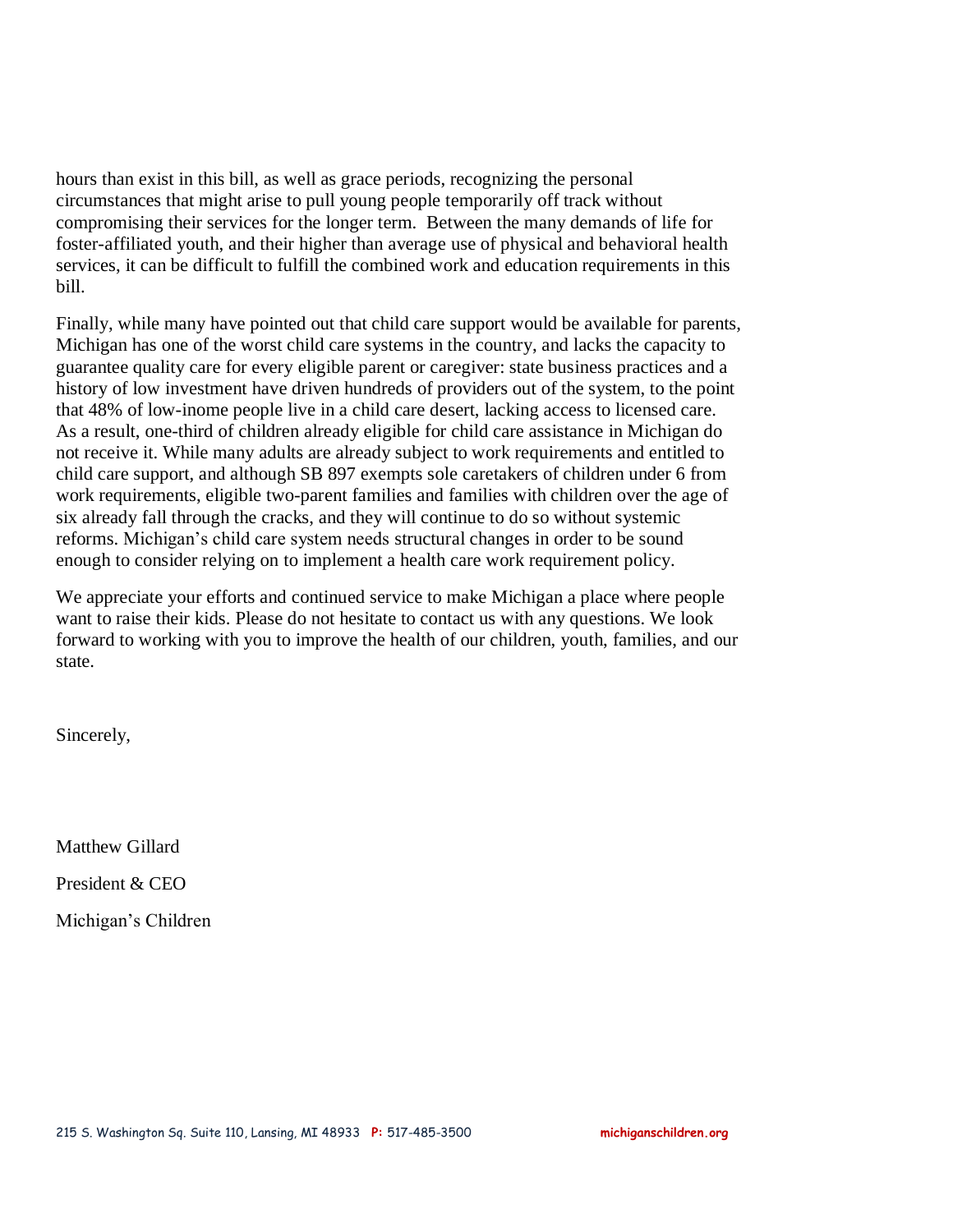hours than exist in this bill, as well as grace periods, recognizing the personal circumstances that might arise to pull young people temporarily off track without compromising their services for the longer term. Between the many demands of life for foster-affiliated youth, and their higher than average use of physical and behavioral health services, it can be difficult to fulfill the combined work and education requirements in this bill.

Finally, while many have pointed out that child care support would be available for parents, Michigan has one of the worst child care systems in the country, and lacks the capacity to guarantee quality care for every eligible parent or caregiver: state business practices and a history of low investment have driven hundreds of providers out of the system, to the point that 48% of low-inome people live in a child care desert, lacking access to licensed care. As a result, one-third of children already eligible for child care assistance in Michigan do not receive it. While many adults are already subject to work requirements and entitled to child care support, and although SB 897 exempts sole caretakers of children under 6 from work requirements, eligible two-parent families and families with children over the age of six already fall through the cracks, and they will continue to do so without systemic reforms. Michigan's child care system needs structural changes in order to be sound enough to consider relying on to implement a health care work requirement policy.

We appreciate your efforts and continued service to make Michigan a place where people want to raise their kids. Please do not hesitate to contact us with any questions. We look forward to working with you to improve the health of our children, youth, families, and our state.

Sincerely,

Matthew Gillard

President & CEO

Michigan's Children

215 S. Washington Sq. Suite 110, Lansing, MI 48933 **P:** 517-485-3500 **michiganschildren.org**